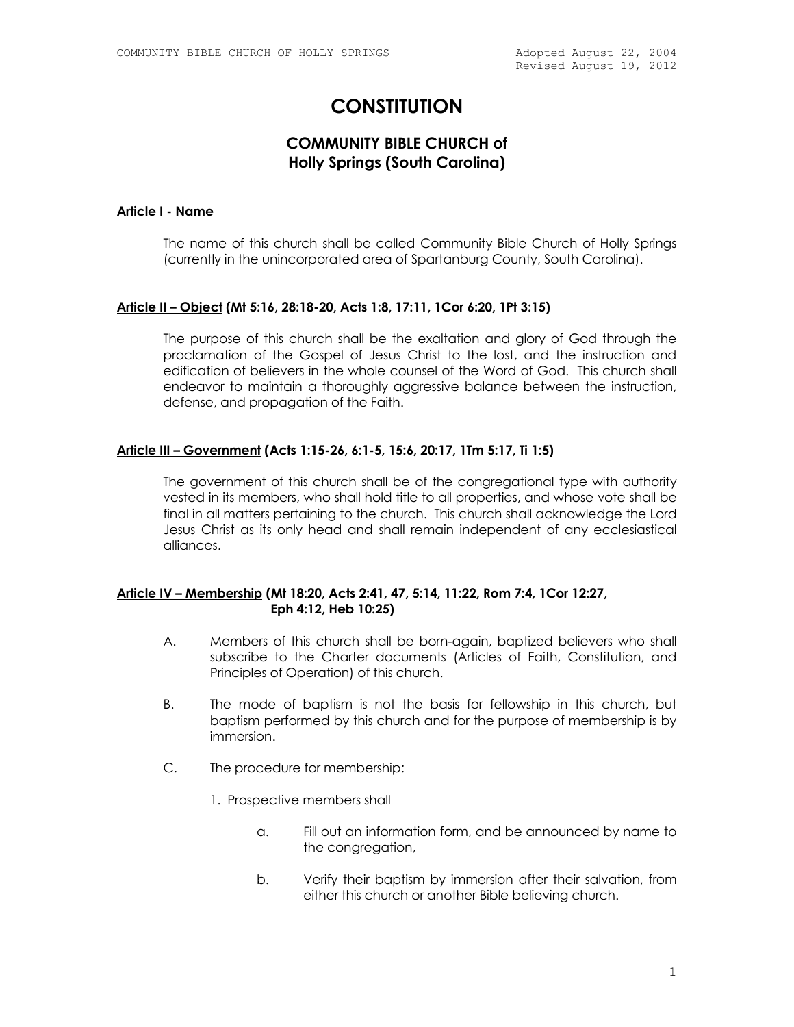# CONSTITUTION

## COMMUNITY BIBLE CHURCH of Holly Springs (South Carolina)

### Article I - Name

The name of this church shall be called Community Bible Church of Holly Springs (currently in the unincorporated area of Spartanburg County, South Carolina).

### Article II – Object (Mt 5:16, 28:18-20, Acts 1:8, 17:11, 1Cor 6:20, 1Pt 3:15)

The purpose of this church shall be the exaltation and glory of God through the proclamation of the Gospel of Jesus Christ to the lost, and the instruction and edification of believers in the whole counsel of the Word of God. This church shall endeavor to maintain a thoroughly aggressive balance between the instruction, defense, and propagation of the Faith.

### Article III – Government (Acts 1:15-26, 6:1-5, 15:6, 20:17, 1Tm 5:17, Ti 1:5)

The government of this church shall be of the congregational type with authority vested in its members, who shall hold title to all properties, and whose vote shall be final in all matters pertaining to the church. This church shall acknowledge the Lord Jesus Christ as its only head and shall remain independent of any ecclesiastical alliances.

### Article IV – Membership (Mt 18:20, Acts 2:41, 47, 5:14, 11:22, Rom 7:4, 1Cor 12:27, Eph 4:12, Heb 10:25)

A. Members of this church shall be born-again, baptized believers who shall subscribe to the Charter documents (Articles of Faith, Constitution, and Principles of Operation) of this church.

B. The mode of baptism is not the basis for fellowship in this church, but baptism performed by this church and for the purpose of membership is by immersion.

C. The procedure for membership:

1. Prospective members shall

   a. Fill out an information form, and be announced by name to the congregation,

   b. Verify their baptism by immersion after their salvation, from either this church or another Bible believing church.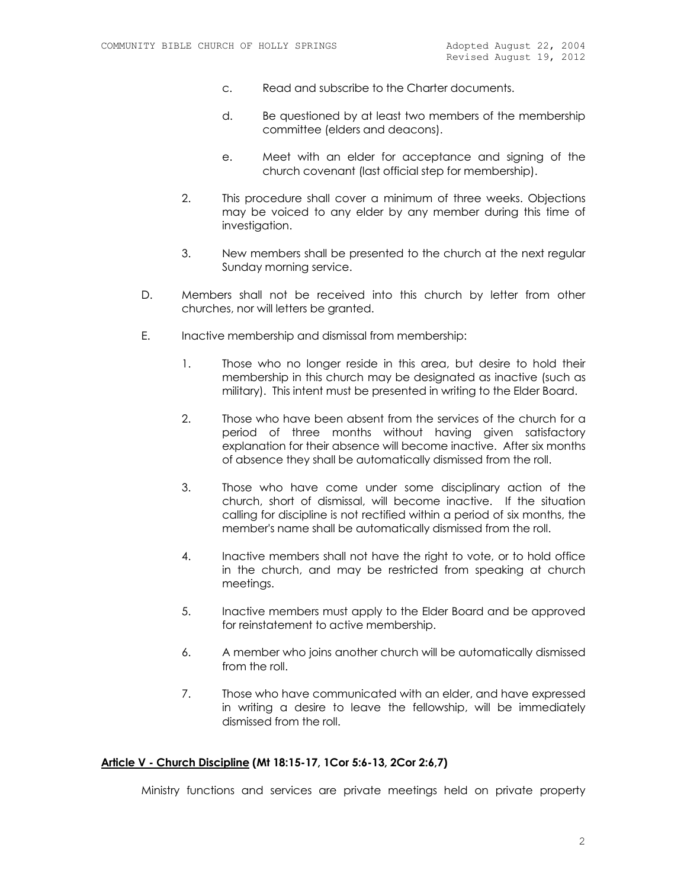c. Read and subscribe to the Charter documents.

d. Be questioned by at least two members of the membership committee (elders and deacons).

e. Meet with an elder for acceptance and signing of the church covenant (last official step for membership).

2. This procedure shall cover a minimum of three weeks. Objections may be voiced to any elder by any member during this time of investigation.

3. New members shall be presented to the church at the next regular Sunday morning service.

D. Members shall not be received into this church by letter from other churches, nor will letters be granted.

E. Inactive membership and dismissal from membership:

1. Those who no longer reside in this area, but desire to hold their membership in this church may be designated as inactive (such as military). This intent must be presented in writing to the Elder Board.

2. Those who have been absent from the services of the church for a period of three months without having given satisfactory explanation for their absence will become inactive. After six months of absence they shall be automatically dismissed from the roll.

3. Those who have come under some disciplinary action of the church, short of dismissal, will become inactive. If the situation calling for discipline is not rectified within a period of six months, the member's name shall be automatically dismissed from the roll.

4. Inactive members shall not have the right to vote, or to hold office in the church, and may be restricted from speaking at church meetings.

5. Inactive members must apply to the Elder Board and be approved for reinstatement to active membership.

6. A member who joins another church will be automatically dismissed from the roll.

7. Those who have communicated with an elder, and have expressed in writing a desire to leave the fellowship, will be immediately dismissed from the roll.

## **Article V - Church Discipline (Mt 18:15-17, 1Cor 5:6-13, 2Cor 2:6,7)**

Ministry functions and services are private meetings held on private property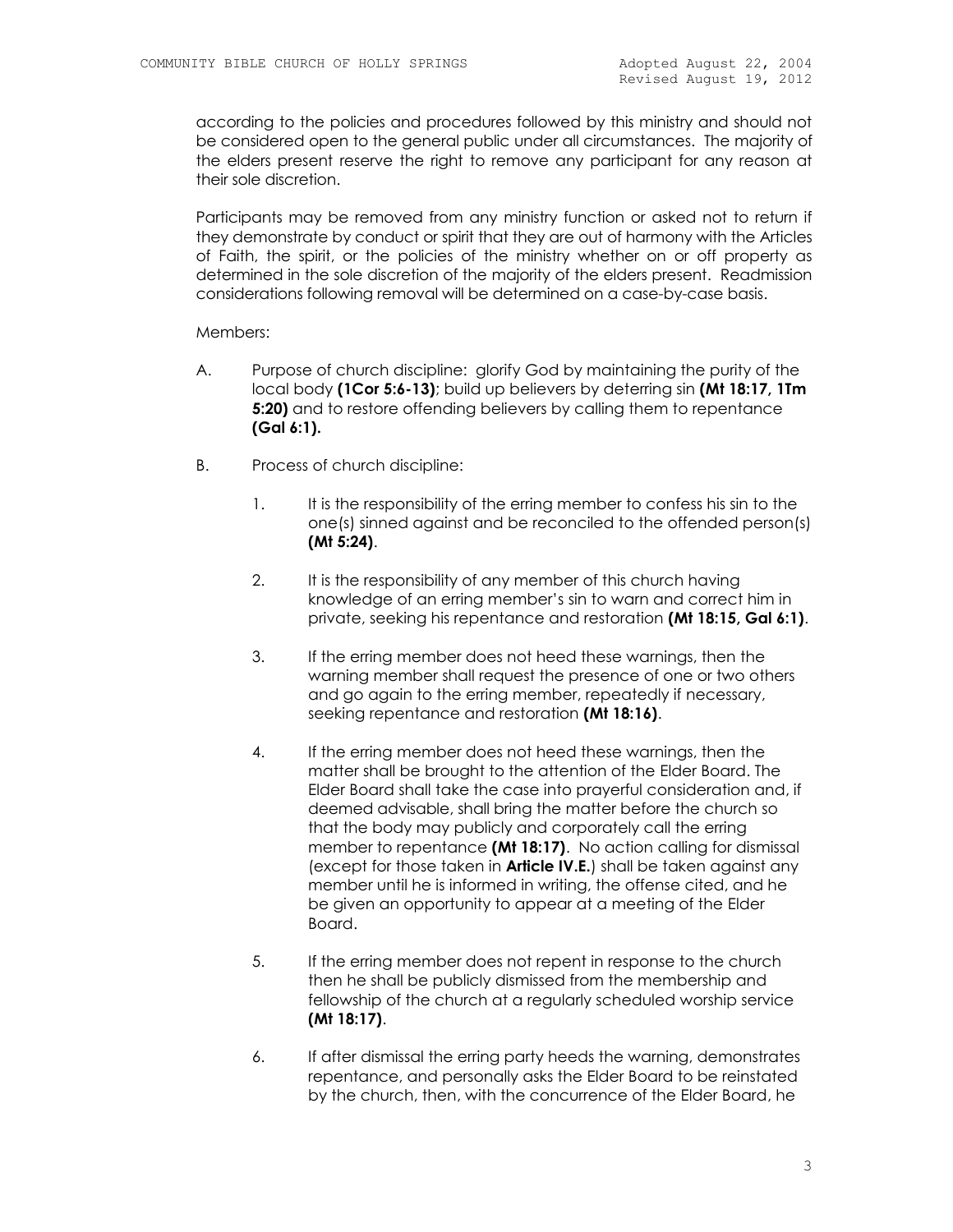according to the policies and procedures followed by this ministry and should not be considered open to the general public under all circumstances. The majority of the elders present reserve the right to remove any participant for any reason at their sole discretion.

Participants may be removed from any ministry function or asked not to return if they demonstrate by conduct or spirit that they are out of harmony with the Articles of Faith, the spirit, or the policies of the ministry whether on or off property as determined in the sole discretion of the majority of the elders present. Readmission considerations following removal will be determined on a case-by-case basis.

Members:

A. Purpose of church discipline: glorify God by maintaining the purity of the local body **(1Cor 5:6-13)**; build up believers by deterring sin **(Mt 18:17, 1Tm 5:20)** and to restore offending believers by calling them to repentance **(Gal 6:1).**

B. Process of church discipline:

1. It is the responsibility of the erring member to confess his sin to the one(s) sinned against and be reconciled to the offended person(s) **(Mt 5:24)**.

2. It is the responsibility of any member of this church having knowledge of an erring member's sin to warn and correct him in private, seeking his repentance and restoration **(Mt 18:15, Gal 6:1)**.

3. If the erring member does not heed these warnings, then the warning member shall request the presence of one or two others and go again to the erring member, repeatedly if necessary, seeking repentance and restoration **(Mt 18:16)**.

4. If the erring member does not heed these warnings, then the matter shall be brought to the attention of the Elder Board. The Elder Board shall take the case into prayerful consideration and, if deemed advisable, shall bring the matter before the church so that the body may publicly and corporately call the erring member to repentance **(Mt 18:17)**. No action calling for dismissal (except for those taken in **Article IV.E.**) shall be taken against any member until he is informed in writing, the offense cited, and he be given an opportunity to appear at a meeting of the Elder Board.

5. If the erring member does not repent in response to the church then he shall be publicly dismissed from the membership and fellowship of the church at a regularly scheduled worship service **(Mt 18:17)**.

6. If after dismissal the erring party heeds the warning, demonstrates repentance, and personally asks the Elder Board to be reinstated by the church, then, with the concurrence of the Elder Board, he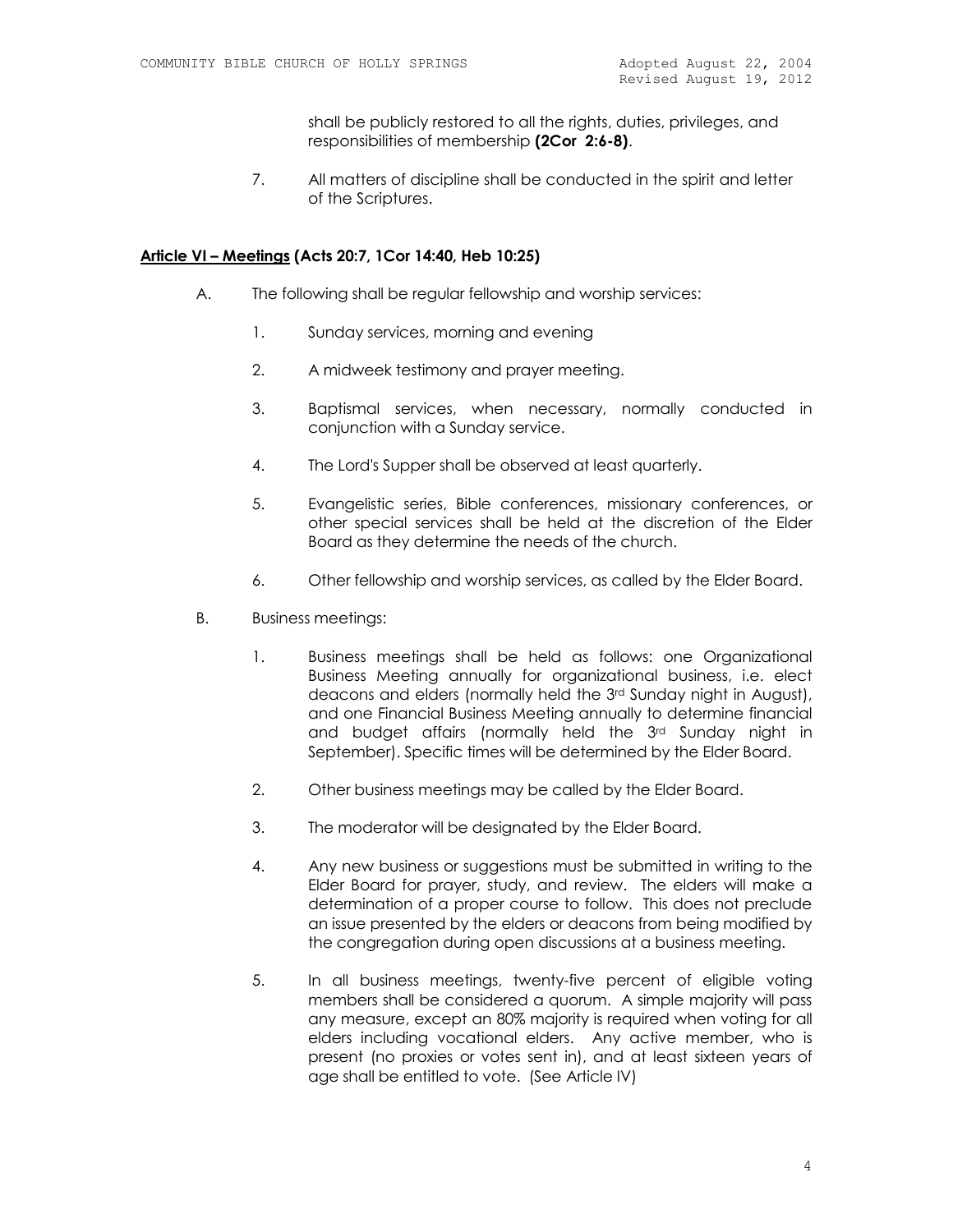shall be publicly restored to all the rights, duties, privileges, and responsibilities of membership **(2Cor 2:6-8)**.

7. All matters of discipline shall be conducted in the spirit and letter of the Scriptures.

## <u>Article VI – Meetings</u> (Acts 20:7, 1Cor 14:40, Heb 10:25)

A. The following shall be regular fellowship and worship services:

1. Sunday services, morning and evening

2. A midweek testimony and prayer meeting.

3. Baptismal services, when necessary, normally conducted in conjunction with a Sunday service.

4. The Lord's Supper shall be observed at least quarterly.

5. Evangelistic series, Bible conferences, missionary conferences, or other special services shall be held at the discretion of the Elder Board as they determine the needs of the church.

6. Other fellowship and worship services, as called by the Elder Board.

B. Business meetings:

1. Business meetings shall be held as follows: one Organizational Business Meeting annually for organizational business, i.e. elect deacons and elders (normally held the 3rd Sunday night in August), and one Financial Business Meeting annually to determine financial and budget affairs (normally held the 3rd Sunday night in September). Specific times will be determined by the Elder Board.

2. Other business meetings may be called by the Elder Board.

3. The moderator will be designated by the Elder Board.

4. Any new business or suggestions must be submitted in writing to the Elder Board for prayer, study, and review. The elders will make a determination of a proper course to follow. This does not preclude an issue presented by the elders or deacons from being modified by the congregation during open discussions at a business meeting.

5. In all business meetings, twenty-five percent of eligible voting members shall be considered a quorum. A simple majority will pass any measure, except an 80% majority is required when voting for all elders including vocational elders. Any active member, who is present (no proxies or votes sent in), and at least sixteen years of age shall be entitled to vote. (See Article IV)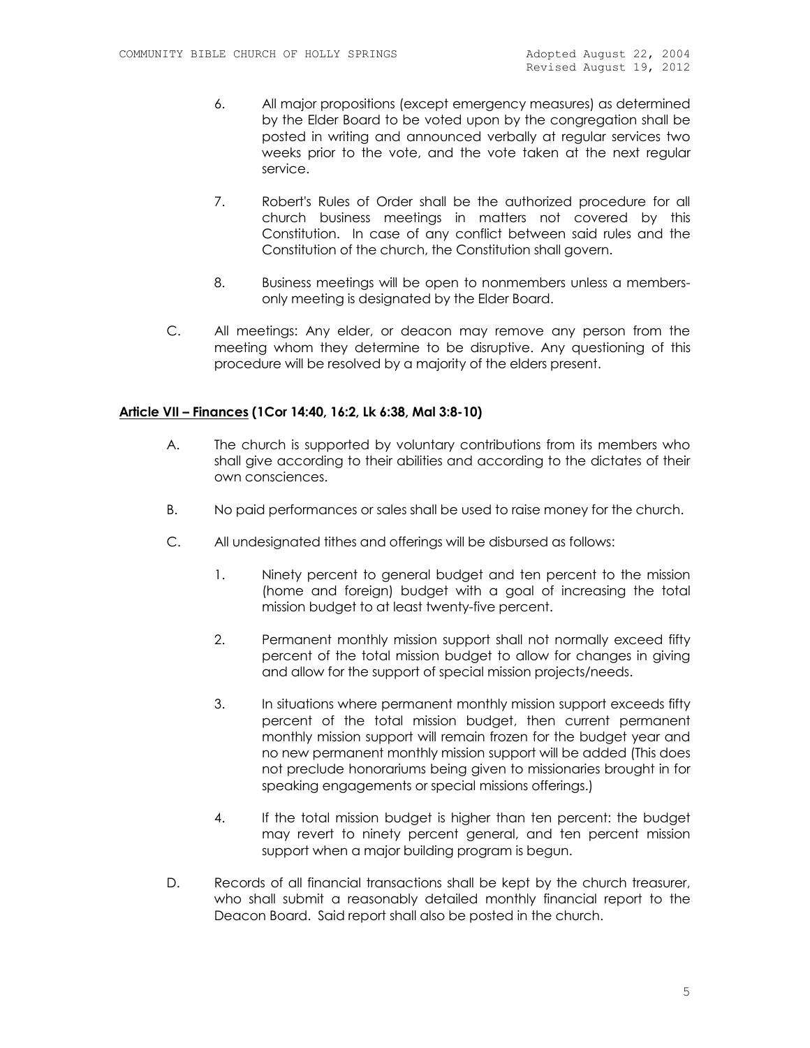6. All major propositions (except emergency measures) as determined by the Elder Board to be voted upon by the congregation shall be posted in writing and announced verbally at regular services two weeks prior to the vote, and the vote taken at the next regular service.

7. Robert's Rules of Order shall be the authorized procedure for all church business meetings in matters not covered by this Constitution. In case of any conflict between said rules and the Constitution of the church, the Constitution shall govern.

8. Business meetings will be open to nonmembers unless a members-only meeting is designated by the Elder Board.

C. All meetings: Any elder, or deacon may remove any person from the meeting whom they determine to be disruptive. Any questioning of this procedure will be resolved by a majority of the elders present.

## <u>Article VII – Finances</u> (1Cor 14:40, 16:2, Lk 6:38, Mal 3:8-10)

A. The church is supported by voluntary contributions from its members who shall give according to their abilities and according to the dictates of their own consciences.

B. No paid performances or sales shall be used to raise money for the church.

C. All undesignated tithes and offerings will be disbursed as follows:

1. Ninety percent to general budget and ten percent to the mission (home and foreign) budget with a goal of increasing the total mission budget to at least twenty-five percent.

2. Permanent monthly mission support shall not normally exceed fifty percent of the total mission budget to allow for changes in giving and allow for the support of special mission projects/needs.

3. In situations where permanent monthly mission support exceeds fifty percent of the total mission budget, then current permanent monthly mission support will remain frozen for the budget year and no new permanent monthly mission support will be added (This does not preclude honorariums being given to missionaries brought in for speaking engagements or special missions offerings.)

4. If the total mission budget is higher than ten percent: the budget may revert to ninety percent general, and ten percent mission support when a major building program is begun.

D. Records of all financial transactions shall be kept by the church treasurer, who shall submit a reasonably detailed monthly financial report to the Deacon Board. Said report shall also be posted in the church.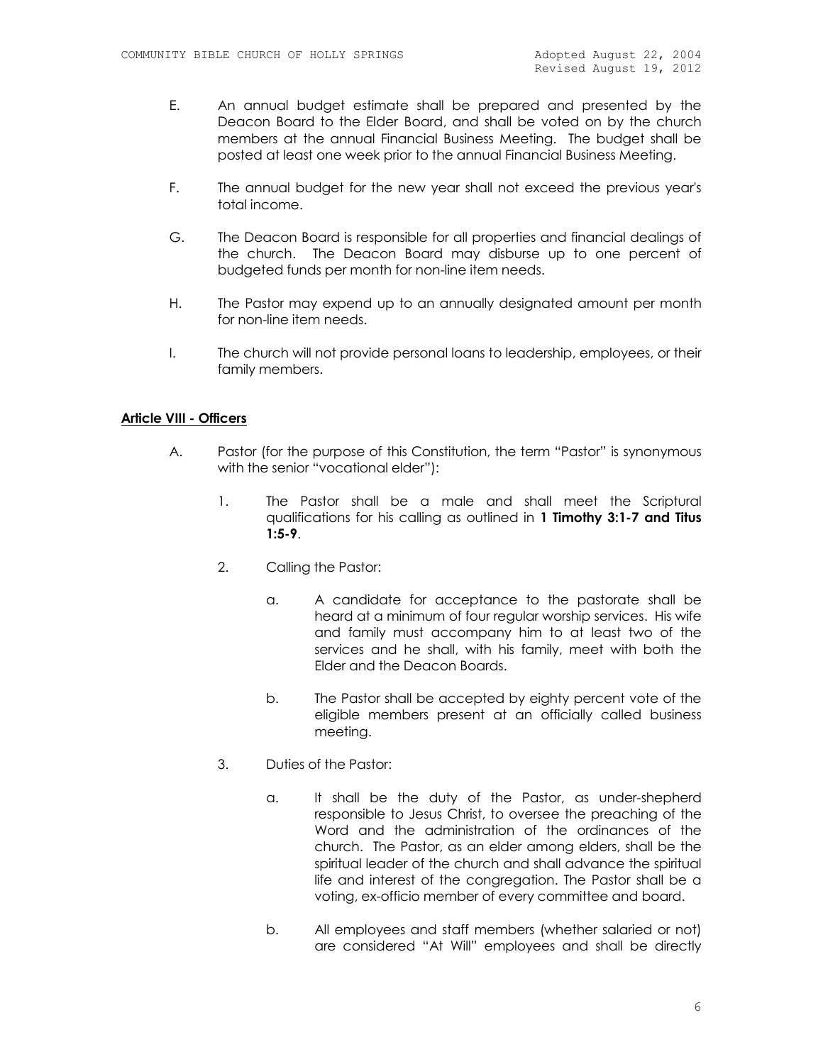E. An annual budget estimate shall be prepared and presented by the Deacon Board to the Elder Board, and shall be voted on by the church members at the annual Financial Business Meeting. The budget shall be posted at least one week prior to the annual Financial Business Meeting.

F. The annual budget for the new year shall not exceed the previous year's total income.

G. The Deacon Board is responsible for all properties and financial dealings of the church. The Deacon Board may disburse up to one percent of budgeted funds per month for non-line item needs.

H. The Pastor may expend up to an annually designated amount per month for non-line item needs.

I. The church will not provide personal loans to leadership, employees, or their family members.

## **Article VIII - Officers**

A. Pastor (for the purpose of this Constitution, the term "Pastor" is synonymous with the senior "vocational elder"):

1. The Pastor shall be a male and shall meet the Scriptural qualifications for his calling as outlined in **1 Timothy 3:1-7 and Titus 1:5-9**.

2. Calling the Pastor:

   a. A candidate for acceptance to the pastorate shall be heard at a minimum of four regular worship services. His wife and family must accompany him to at least two of the services and he shall, with his family, meet with both the Elder and the Deacon Boards.

   b. The Pastor shall be accepted by eighty percent vote of the eligible members present at an officially called business meeting.

3. Duties of the Pastor:

   a. It shall be the duty of the Pastor, as under-shepherd responsible to Jesus Christ, to oversee the preaching of the Word and the administration of the ordinances of the church. The Pastor, as an elder among elders, shall be the spiritual leader of the church and shall advance the spiritual life and interest of the congregation. The Pastor shall be a voting, ex-officio member of every committee and board.

   b. All employees and staff members (whether salaried or not) are considered "At Will" employees and shall be directly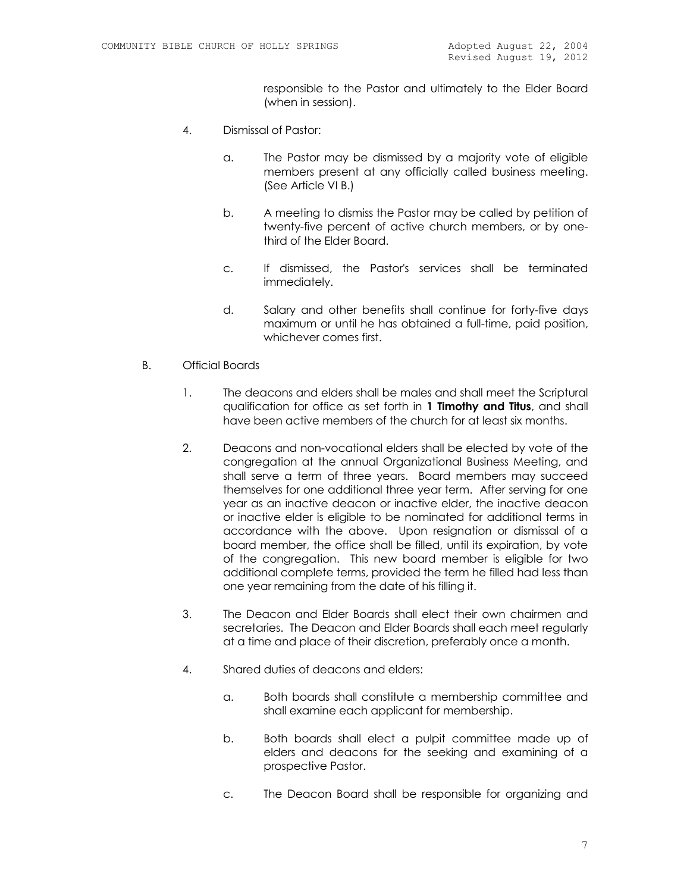responsible to the Pastor and ultimately to the Elder Board (when in session).

4. Dismissal of Pastor:

   a. The Pastor may be dismissed by a majority vote of eligible members present at any officially called business meeting. (See Article VI B.)

   b. A meeting to dismiss the Pastor may be called by petition of twenty-five percent of active church members, or by one-third of the Elder Board.

   c. If dismissed, the Pastor's services shall be terminated immediately.

   d. Salary and other benefits shall continue for forty-five days maximum or until he has obtained a full-time, paid position, whichever comes first.

B. Official Boards

1. The deacons and elders shall be males and shall meet the Scriptural qualification for office as set forth in **1 Timothy and Titus**, and shall have been active members of the church for at least six months.

2. Deacons and non-vocational elders shall be elected by vote of the congregation at the annual Organizational Business Meeting, and shall serve a term of three years. Board members may succeed themselves for one additional three year term. After serving for one year as an inactive deacon or inactive elder, the inactive deacon or inactive elder is eligible to be nominated for additional terms in accordance with the above. Upon resignation or dismissal of a board member, the office shall be filled, until its expiration, by vote of the congregation. This new board member is eligible for two additional complete terms, provided the term he filled had less than one year remaining from the date of his filling it.

3. The Deacon and Elder Boards shall elect their own chairmen and secretaries. The Deacon and Elder Boards shall each meet regularly at a time and place of their discretion, preferably once a month.

4. Shared duties of deacons and elders:

   a. Both boards shall constitute a membership committee and shall examine each applicant for membership.

   b. Both boards shall elect a pulpit committee made up of elders and deacons for the seeking and examining of a prospective Pastor.

   c. The Deacon Board shall be responsible for organizing and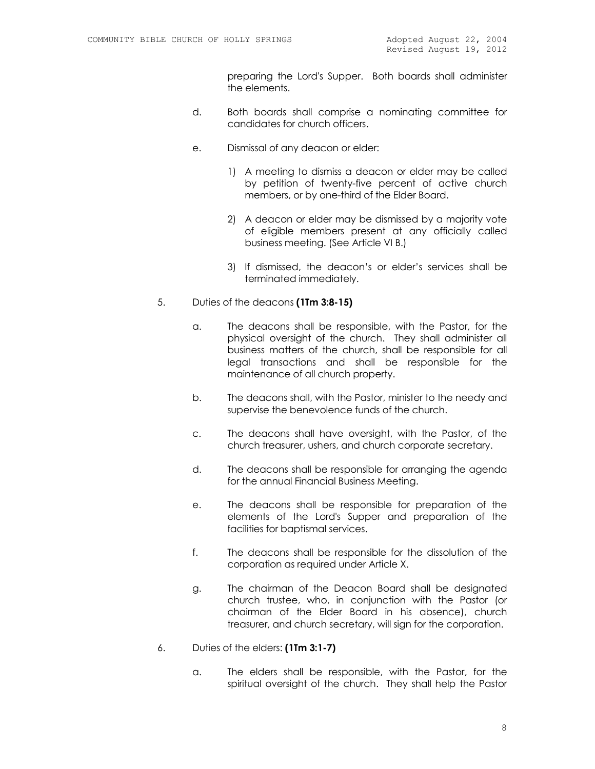preparing the Lord's Supper. Both boards shall administer the elements.

d. Both boards shall comprise a nominating committee for candidates for church officers.

e. Dismissal of any deacon or elder:

1) A meeting to dismiss a deacon or elder may be called by petition of twenty-five percent of active church members, or by one-third of the Elder Board.

2) A deacon or elder may be dismissed by a majority vote of eligible members present at any officially called business meeting. (See Article VI B.)

3) If dismissed, the deacon's or elder's services shall be terminated immediately.

5. Duties of the deacons **(1Tm 3:8-15)**

a. The deacons shall be responsible, with the Pastor, for the physical oversight of the church. They shall administer all business matters of the church, shall be responsible for all legal transactions and shall be responsible for the maintenance of all church property.

b. The deacons shall, with the Pastor, minister to the needy and supervise the benevolence funds of the church.

c. The deacons shall have oversight, with the Pastor, of the church treasurer, ushers, and church corporate secretary.

d. The deacons shall be responsible for arranging the agenda for the annual Financial Business Meeting.

e. The deacons shall be responsible for preparation of the elements of the Lord's Supper and preparation of the facilities for baptismal services.

f. The deacons shall be responsible for the dissolution of the corporation as required under Article X.

g. The chairman of the Deacon Board shall be designated church trustee, who, in conjunction with the Pastor (or chairman of the Elder Board in his absence), church treasurer, and church secretary, will sign for the corporation.

6. Duties of the elders: **(1Tm 3:1-7)**

a. The elders shall be responsible, with the Pastor, for the spiritual oversight of the church. They shall help the Pastor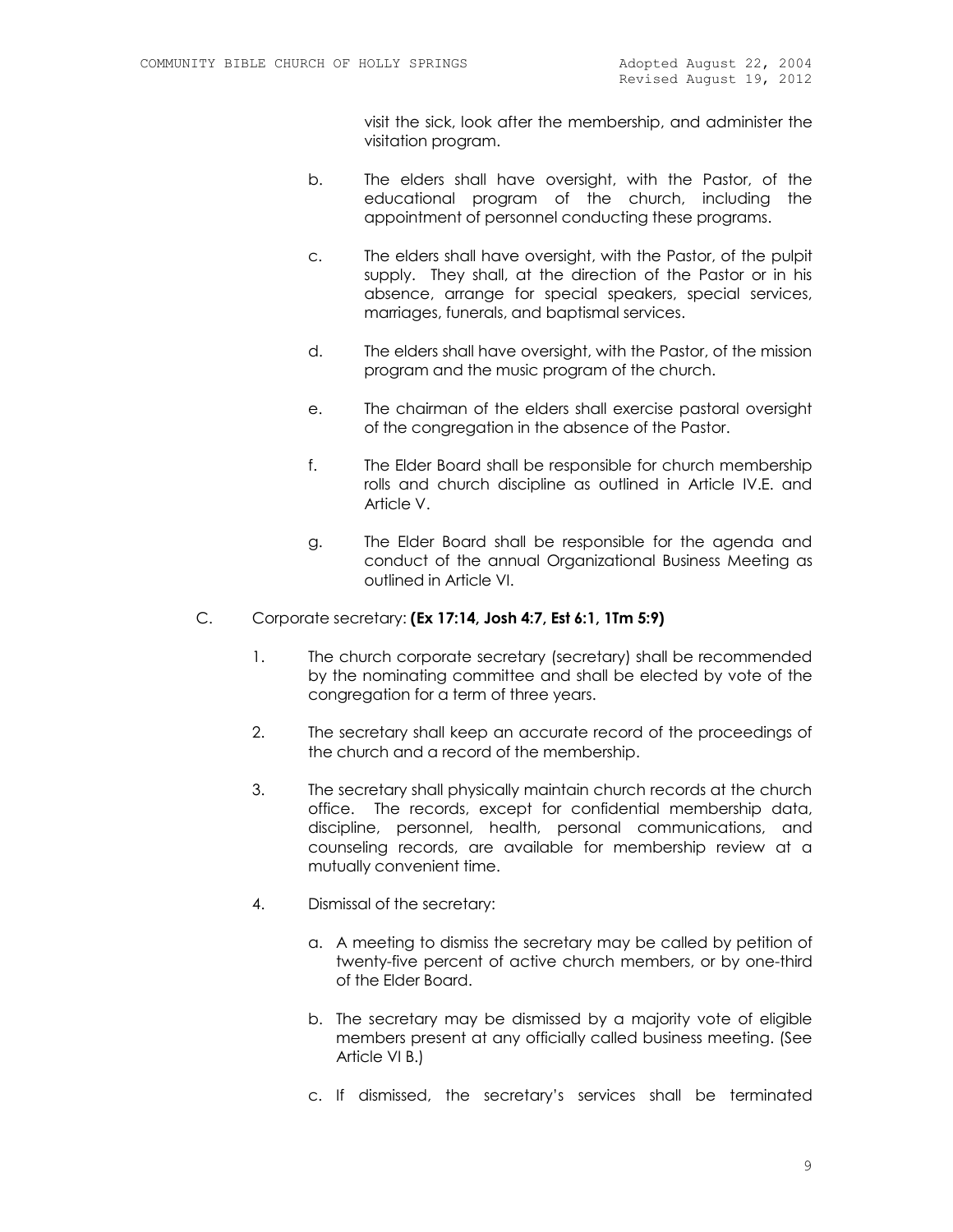visit the sick, look after the membership, and administer the visitation program.

b. The elders shall have oversight, with the Pastor, of the educational program of the church, including the appointment of personnel conducting these programs.

c. The elders shall have oversight, with the Pastor, of the pulpit supply. They shall, at the direction of the Pastor or in his absence, arrange for special speakers, special services, marriages, funerals, and baptismal services.

d. The elders shall have oversight, with the Pastor, of the mission program and the music program of the church.

e. The chairman of the elders shall exercise pastoral oversight of the congregation in the absence of the Pastor.

f. The Elder Board shall be responsible for church membership rolls and church discipline as outlined in Article IV.E. and Article V.

g. The Elder Board shall be responsible for the agenda and conduct of the annual Organizational Business Meeting as outlined in Article VI.

C. Corporate secretary: **(Ex 17:14, Josh 4:7, Est 6:1, 1Tm 5:9)**

1. The church corporate secretary (secretary) shall be recommended by the nominating committee and shall be elected by vote of the congregation for a term of three years.

2. The secretary shall keep an accurate record of the proceedings of the church and a record of the membership.

3. The secretary shall physically maintain church records at the church office. The records, except for confidential membership data, discipline, personnel, health, personal communications, and counseling records, are available for membership review at a mutually convenient time.

4. Dismissal of the secretary:

a. A meeting to dismiss the secretary may be called by petition of twenty-five percent of active church members, or by one-third of the Elder Board.

b. The secretary may be dismissed by a majority vote of eligible members present at any officially called business meeting. (See Article VI B.)

c. If dismissed, the secretary's services shall be terminated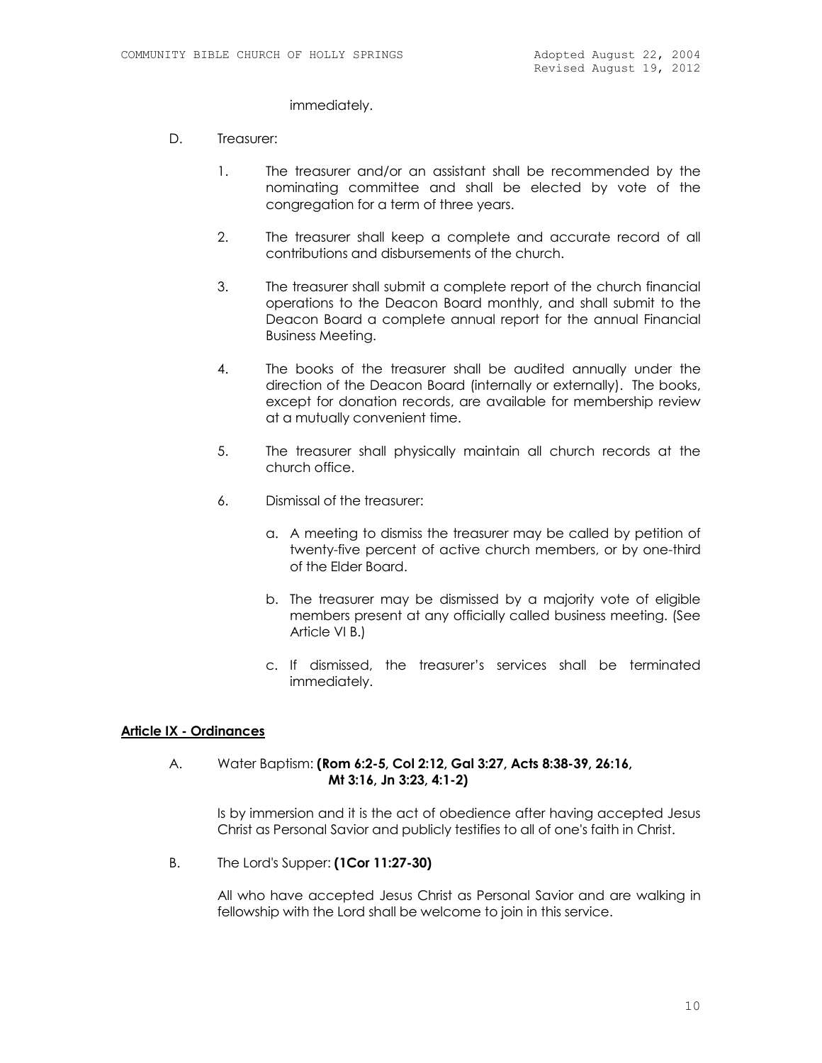immediately.

D. Treasurer:

1. The treasurer and/or an assistant shall be recommended by the nominating committee and shall be elected by vote of the congregation for a term of three years.

2. The treasurer shall keep a complete and accurate record of all contributions and disbursements of the church.

3. The treasurer shall submit a complete report of the church financial operations to the Deacon Board monthly, and shall submit to the Deacon Board a complete annual report for the annual Financial Business Meeting.

4. The books of the treasurer shall be audited annually under the direction of the Deacon Board (internally or externally). The books, except for donation records, are available for membership review at a mutually convenient time.

5. The treasurer shall physically maintain all church records at the church office.

6. Dismissal of the treasurer:

   a. A meeting to dismiss the treasurer may be called by petition of twenty-five percent of active church members, or by one-third of the Elder Board.

   b. The treasurer may be dismissed by a majority vote of eligible members present at any officially called business meeting. (See Article VI B.)

   c. If dismissed, the treasurer's services shall be terminated immediately.

## Article IX - Ordinances

A. Water Baptism: **(Rom 6:2-5, Col 2:12, Gal 3:27, Acts 8:38-39, 26:16, Mt 3:16, Jn 3:23, 4:1-2)**

Is by immersion and it is the act of obedience after having accepted Jesus Christ as Personal Savior and publicly testifies to all of one's faith in Christ.

B. The Lord's Supper: **(1Cor 11:27-30)**

All who have accepted Jesus Christ as Personal Savior and are walking in fellowship with the Lord shall be welcome to join in this service.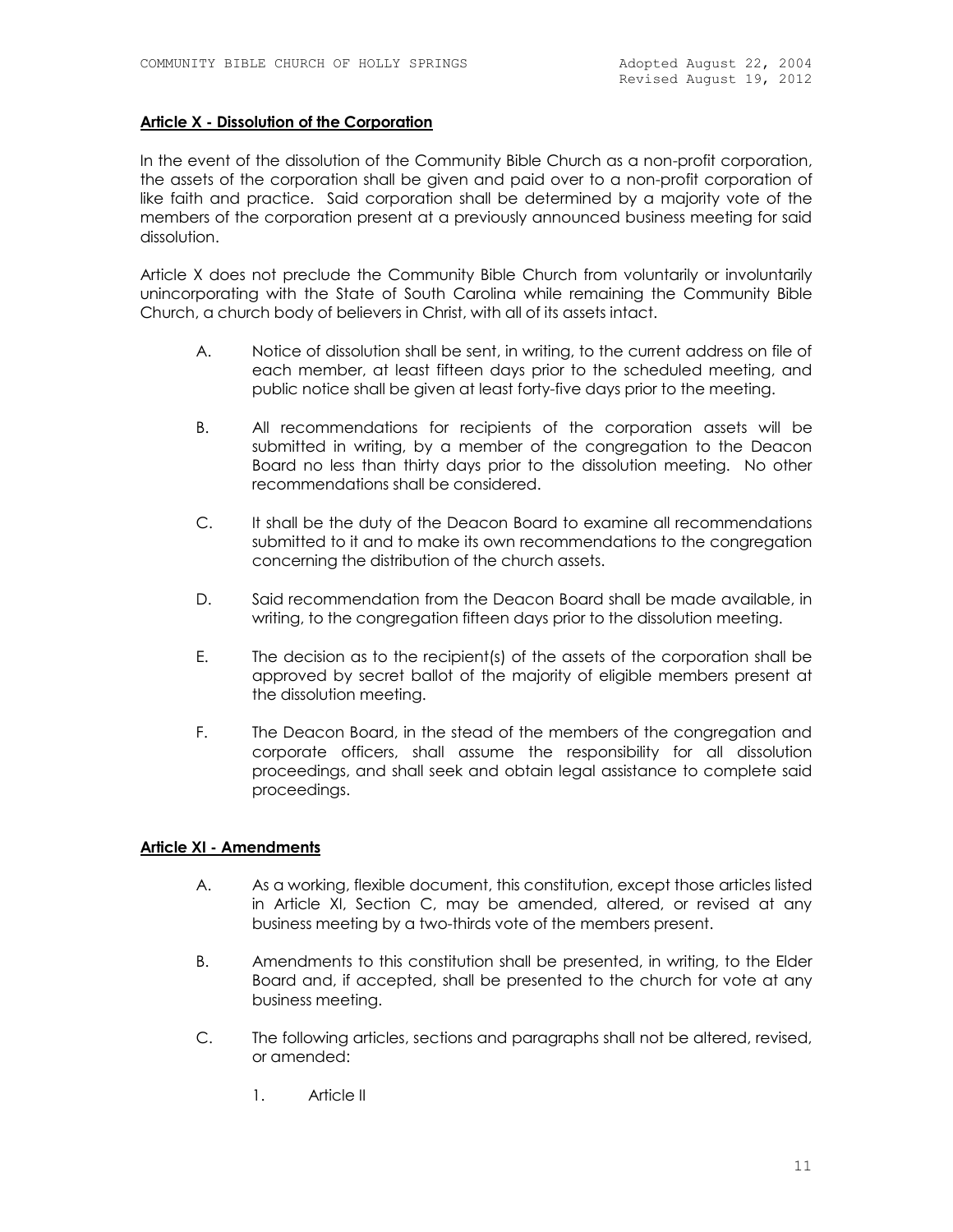**Article X - Dissolution of the Corporation**

In the event of the dissolution of the Community Bible Church as a non-profit corporation, the assets of the corporation shall be given and paid over to a non-profit corporation of like faith and practice. Said corporation shall be determined by a majority vote of the members of the corporation present at a previously announced business meeting for said dissolution.

Article X does not preclude the Community Bible Church from voluntarily or involuntarily unincorporating with the State of South Carolina while remaining the Community Bible Church, a church body of believers in Christ, with all of its assets intact.

A. Notice of dissolution shall be sent, in writing, to the current address on file of each member, at least fifteen days prior to the scheduled meeting, and public notice shall be given at least forty-five days prior to the meeting.

B. All recommendations for recipients of the corporation assets will be submitted in writing, by a member of the congregation to the Deacon Board no less than thirty days prior to the dissolution meeting. No other recommendations shall be considered.

C. It shall be the duty of the Deacon Board to examine all recommendations submitted to it and to make its own recommendations to the congregation concerning the distribution of the church assets.

D. Said recommendation from the Deacon Board shall be made available, in writing, to the congregation fifteen days prior to the dissolution meeting.

E. The decision as to the recipient(s) of the assets of the corporation shall be approved by secret ballot of the majority of eligible members present at the dissolution meeting.

F. The Deacon Board, in the stead of the members of the congregation and corporate officers, shall assume the responsibility for all dissolution proceedings, and shall seek and obtain legal assistance to complete said proceedings.

**Article XI - Amendments**

A. As a working, flexible document, this constitution, except those articles listed in Article XI, Section C, may be amended, altered, or revised at any business meeting by a two-thirds vote of the members present.

B. Amendments to this constitution shall be presented, in writing, to the Elder Board and, if accepted, shall be presented to the church for vote at any business meeting.

C. The following articles, sections and paragraphs shall not be altered, revised, or amended:

   1. Article II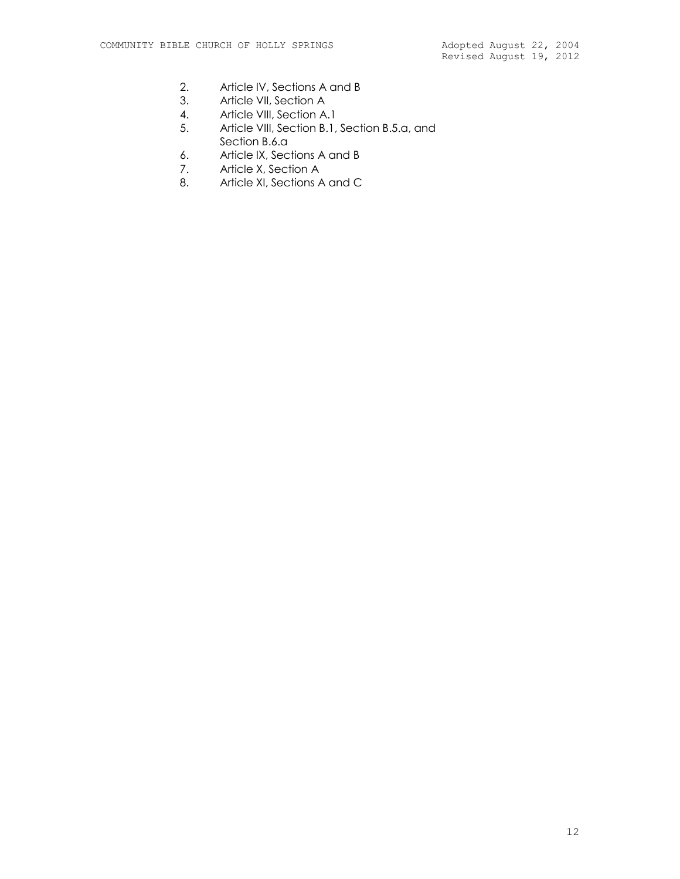2. Article IV, Sections A and B
3. Article VII, Section A
4. Article VIII, Section A.1
5. Article VIII, Section B.1, Section B.5.a, and Section B.6.a
6. Article IX, Sections A and B
7. Article X, Section A
8. Article XI, Sections A and C